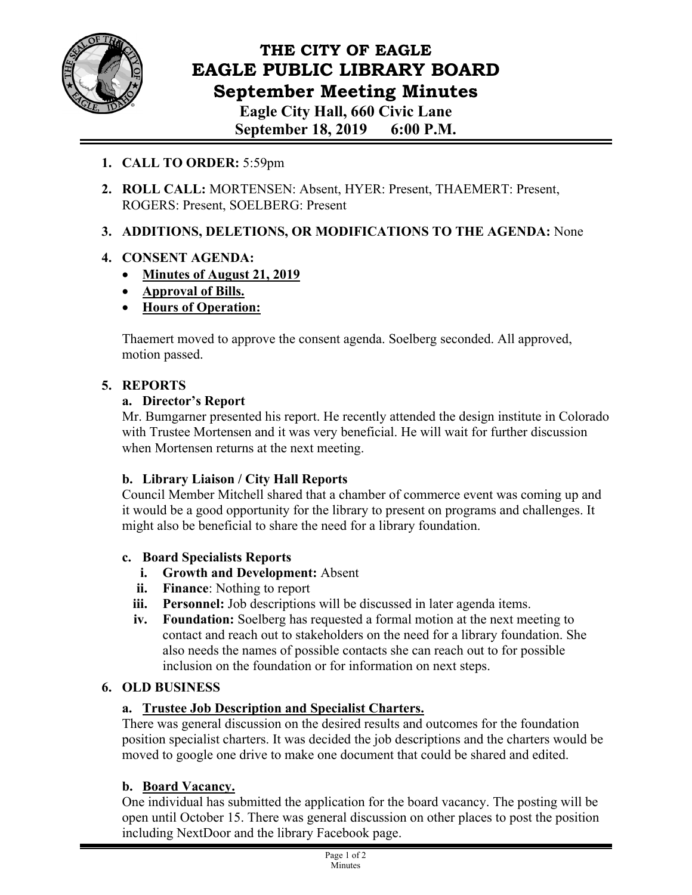# THE CITY OF EAGLE
# EAGLE PUBLIC LIBRARY BOARD
## September Meeting Minutes
**Eagle City Hall, 660 Civic Lane**
**September 18, 2019 6:00 P.M.**

1. **CALL TO ORDER:** 5:59pm

2. **ROLL CALL:** MORTENSEN: Absent, HYER: Present, THAEMERT: Present, ROGERS: Present, SOELBERG: Present

3. **ADDITIONS, DELETIONS, OR MODIFICATIONS TO THE AGENDA:** None

4. **CONSENT AGENDA:**
   - **Minutes of August 21, 2019**
   - **Approval of Bills.**
   - **Hours of Operation:**

   Thaemert moved to approve the consent agenda. Soelberg seconded. All approved, motion passed.

5. **REPORTS**

   a. **Director's Report**
   Mr. Bumgarner presented his report. He recently attended the design institute in Colorado with Trustee Mortensen and it was very beneficial. He will wait for further discussion when Mortensen returns at the next meeting.

   b. **Library Liaison / City Hall Reports**
   Council Member Mitchell shared that a chamber of commerce event was coming up and it would be a good opportunity for the library to present on programs and challenges. It might also be beneficial to share the need for a library foundation.

   c. **Board Specialists Reports**
   i. **Growth and Development:** Absent
   ii. **Finance**: Nothing to report
   iii. **Personnel:** Job descriptions will be discussed in later agenda items.
   iv. **Foundation:** Soelberg has requested a formal motion at the next meeting to contact and reach out to stakeholders on the need for a library foundation. She also needs the names of possible contacts she can reach out to for possible inclusion on the foundation or for information on next steps.

6. **OLD BUSINESS**

   a. **Trustee Job Description and Specialist Charters.**
   There was general discussion on the desired results and outcomes for the foundation position specialist charters. It was decided the job descriptions and the charters would be moved to google one drive to make one document that could be shared and edited.

   b. **Board Vacancy.**
   One individual has submitted the application for the board vacancy. The posting will be open until October 15. There was general discussion on other places to post the position including NextDoor and the library Facebook page.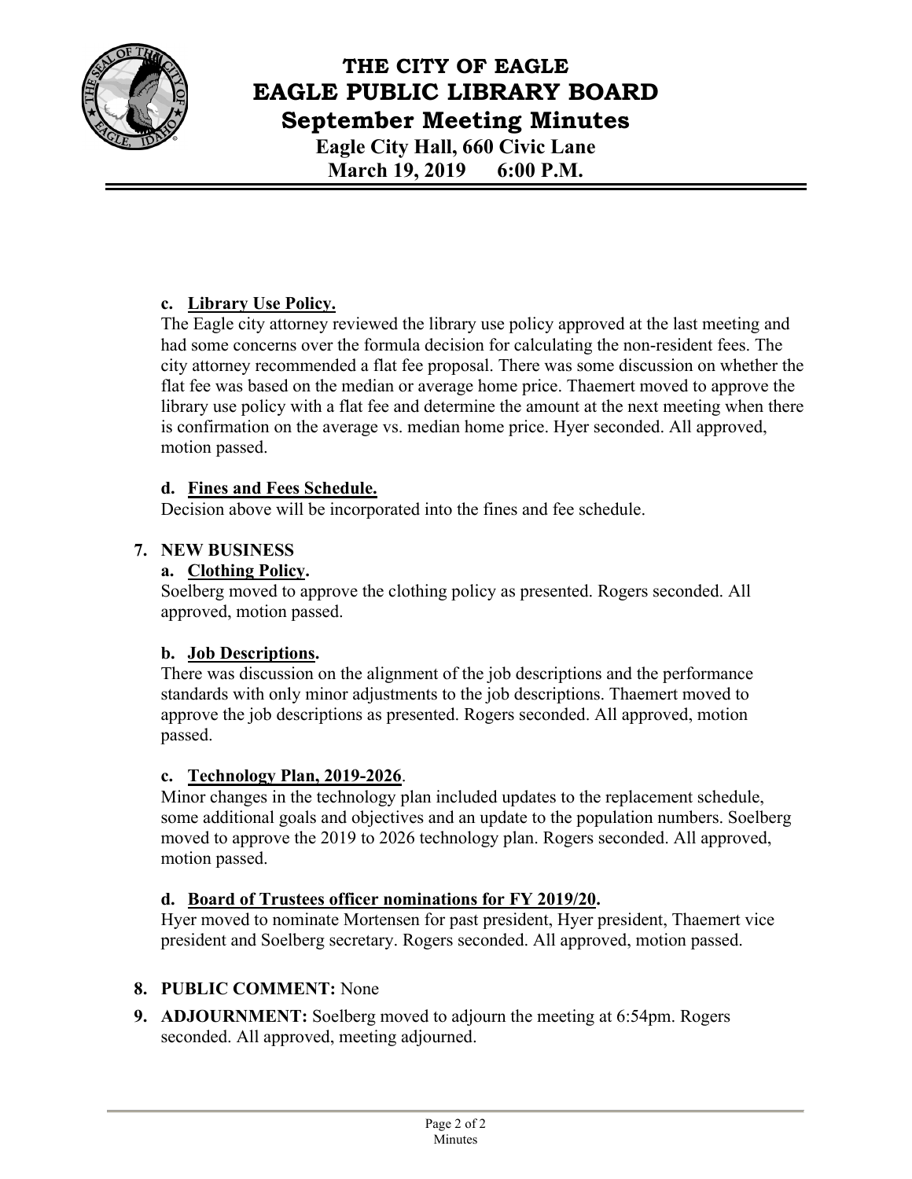# THE CITY OF EAGLE
# EAGLE PUBLIC LIBRARY BOARD
## September Meeting Minutes
**Eagle City Hall, 660 Civic Lane**
**March 19, 2019 6:00 P.M.**

c. **Library Use Policy.**
The Eagle city attorney reviewed the library use policy approved at the last meeting and had some concerns over the formula decision for calculating the non-resident fees. The city attorney recommended a flat fee proposal. There was some discussion on whether the flat fee was based on the median or average home price. Thaemert moved to approve the library use policy with a flat fee and determine the amount at the next meeting when there is confirmation on the average vs. median home price. Hyer seconded. All approved, motion passed.

d. **Fines and Fees Schedule.**
Decision above will be incorporated into the fines and fee schedule.

**7. NEW BUSINESS**

a. **Clothing Policy.**
Soelberg moved to approve the clothing policy as presented. Rogers seconded. All approved, motion passed.

b. **Job Descriptions.**
There was discussion on the alignment of the job descriptions and the performance standards with only minor adjustments to the job descriptions. Thaemert moved to approve the job descriptions as presented. Rogers seconded. All approved, motion passed.

c. **Technology Plan, 2019-2026.**
Minor changes in the technology plan included updates to the replacement schedule, some additional goals and objectives and an update to the population numbers. Soelberg moved to approve the 2019 to 2026 technology plan. Rogers seconded. All approved, motion passed.

d. **Board of Trustees officer nominations for FY 2019/20.**
Hyer moved to nominate Mortensen for past president, Hyer president, Thaemert vice president and Soelberg secretary. Rogers seconded. All approved, motion passed.

**8. PUBLIC COMMENT:** None

**9. ADJOURNMENT:** Soelberg moved to adjourn the meeting at 6:54pm. Rogers seconded. All approved, meeting adjourned.